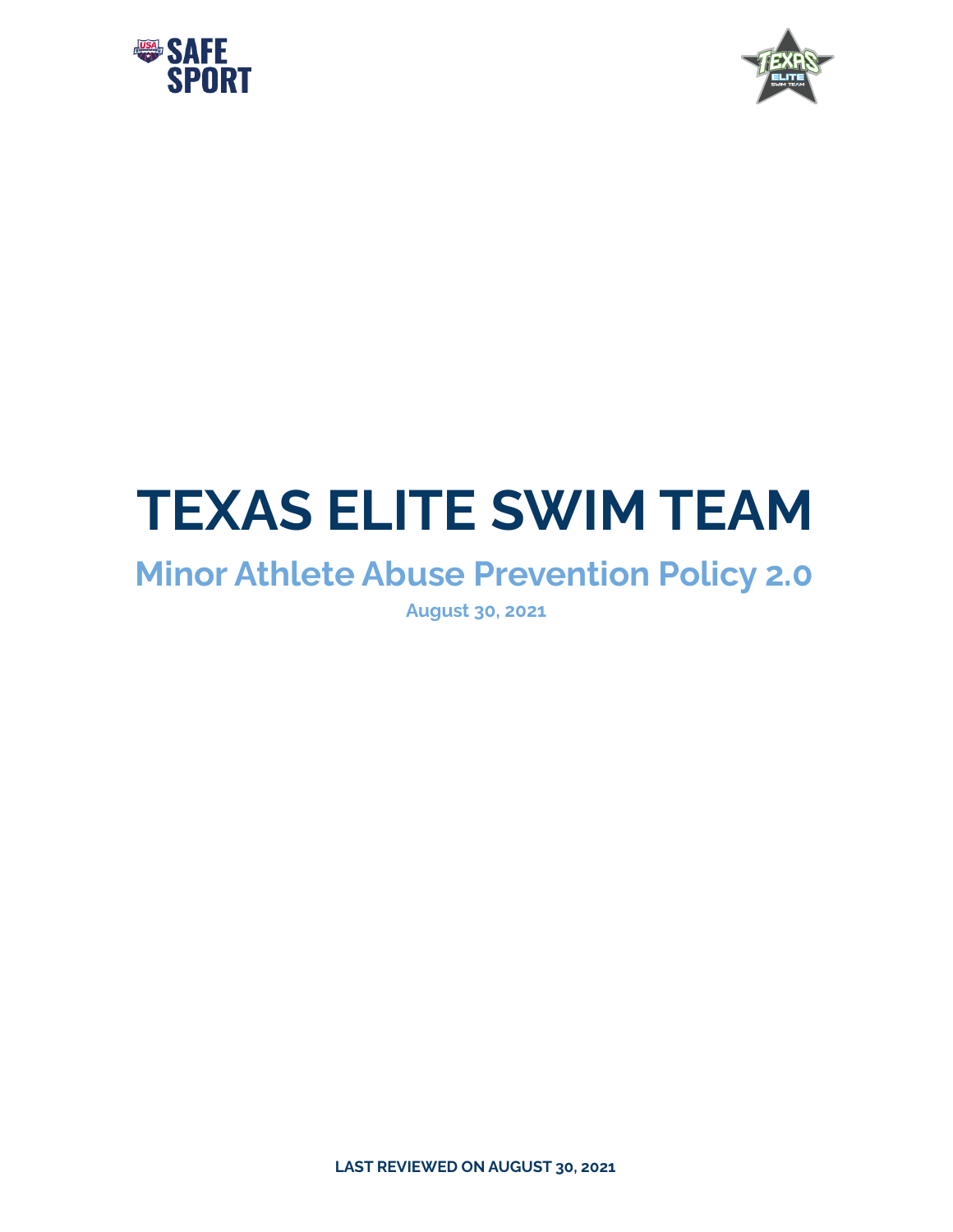# TEXAS ELITE SWIM TEAM

## Minor Athlete Abuse Prevention Policy 2.0

**August 30, 2021**

**LAST REVIEWED ON AUGUST 30, 2021**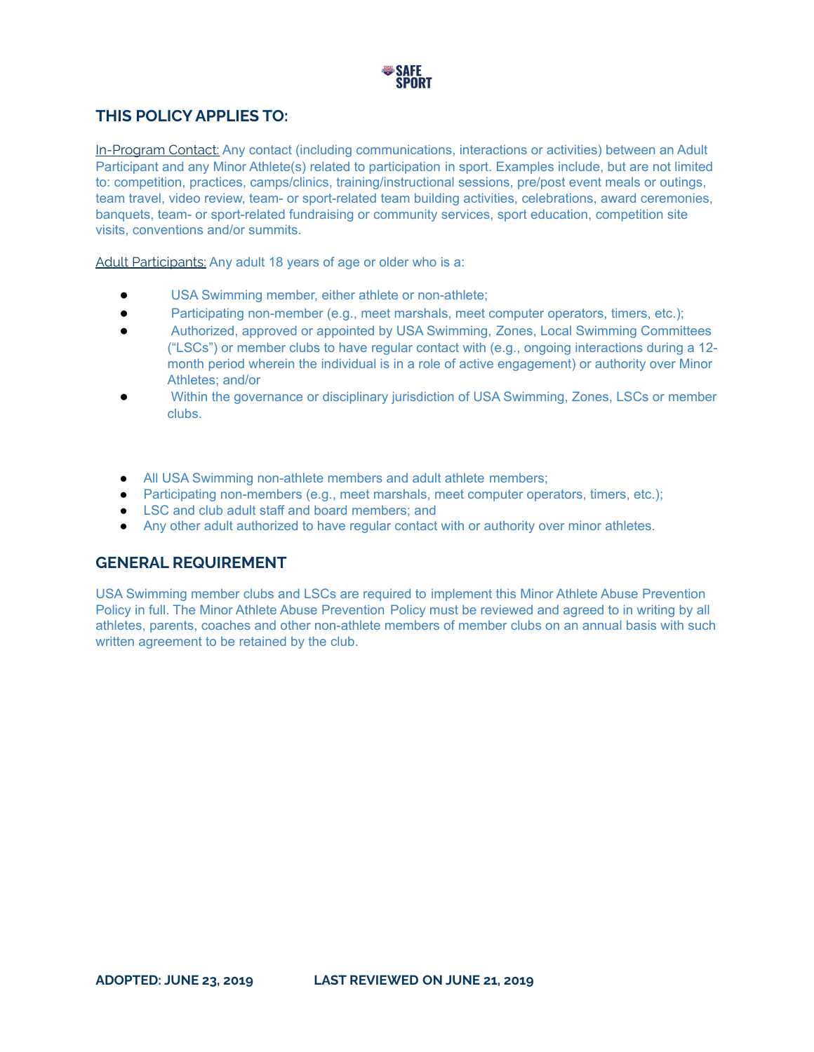## THIS POLICY APPLIES TO:

In-Program Contact: Any contact (including communications, interactions or activities) between an Adult Participant and any Minor Athlete(s) related to participation in sport. Examples include, but are not limited to: competition, practices, camps/clinics, training/instructional sessions, pre/post event meals or outings, team travel, video review, team- or sport-related team building activities, celebrations, award ceremonies, banquets, team- or sport-related fundraising or community services, sport education, competition site visits, conventions and/or summits.

Adult Participants: Any adult 18 years of age or older who is a:

- USA Swimming member, either athlete or non-athlete;
- Participating non-member (e.g., meet marshals, meet computer operators, timers, etc.);
- Authorized, approved or appointed by USA Swimming, Zones, Local Swimming Committees ("LSCs") or member clubs to have regular contact with (e.g., ongoing interactions during a 12-month period wherein the individual is in a role of active engagement) or authority over Minor Athletes; and/or
- Within the governance or disciplinary jurisdiction of USA Swimming, Zones, LSCs or member clubs.

- All USA Swimming non-athlete members and adult athlete members;
- Participating non-members (e.g., meet marshals, meet computer operators, timers, etc.);
- LSC and club adult staff and board members; and
- Any other adult authorized to have regular contact with or authority over minor athletes.

## GENERAL REQUIREMENT

USA Swimming member clubs and LSCs are required to implement this Minor Athlete Abuse Prevention Policy in full. The Minor Athlete Abuse Prevention Policy must be reviewed and agreed to in writing by all athletes, parents, coaches and other non-athlete members of member clubs on an annual basis with such written agreement to be retained by the club.

**ADOPTED: JUNE 23, 2019** **LAST REVIEWED ON JUNE 21, 2019**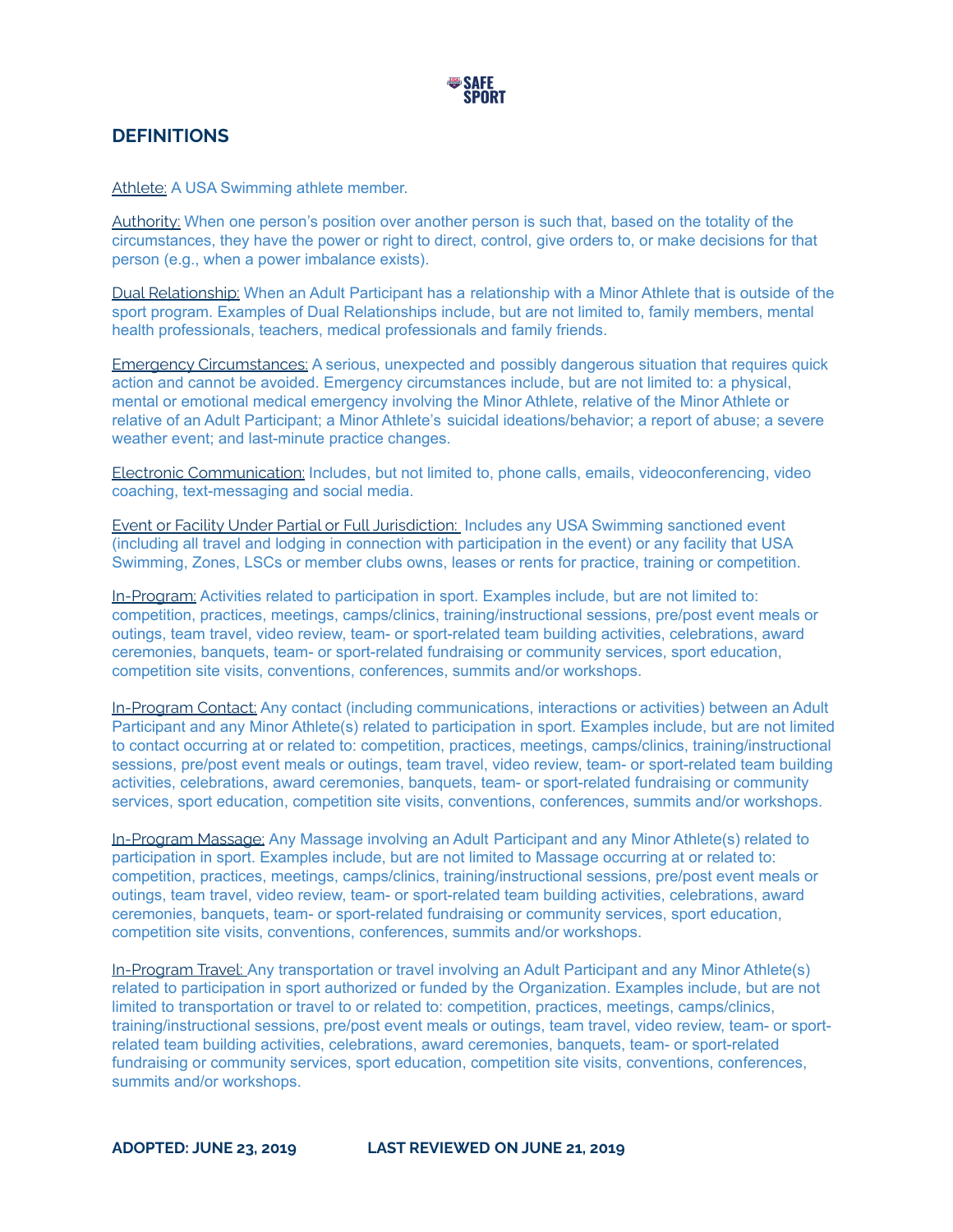## DEFINITIONS

Athlete: A USA Swimming athlete member.

Authority: When one person's position over another person is such that, based on the totality of the circumstances, they have the power or right to direct, control, give orders to, or make decisions for that person (e.g., when a power imbalance exists).

Dual Relationship: When an Adult Participant has a relationship with a Minor Athlete that is outside of the sport program. Examples of Dual Relationships include, but are not limited to, family members, mental health professionals, teachers, medical professionals and family friends.

Emergency Circumstances: A serious, unexpected and possibly dangerous situation that requires quick action and cannot be avoided. Emergency circumstances include, but are not limited to: a physical, mental or emotional medical emergency involving the Minor Athlete, relative of the Minor Athlete or relative of an Adult Participant; a Minor Athlete's suicidal ideations/behavior; a report of abuse; a severe weather event; and last-minute practice changes.

Electronic Communication: Includes, but not limited to, phone calls, emails, videoconferencing, video coaching, text-messaging and social media.

Event or Facility Under Partial or Full Jurisdiction: Includes any USA Swimming sanctioned event (including all travel and lodging in connection with participation in the event) or any facility that USA Swimming, Zones, LSCs or member clubs owns, leases or rents for practice, training or competition.

In-Program: Activities related to participation in sport. Examples include, but are not limited to: competition, practices, meetings, camps/clinics, training/instructional sessions, pre/post event meals or outings, team travel, video review, team- or sport-related team building activities, celebrations, award ceremonies, banquets, team- or sport-related fundraising or community services, sport education, competition site visits, conventions, conferences, summits and/or workshops.

In-Program Contact: Any contact (including communications, interactions or activities) between an Adult Participant and any Minor Athlete(s) related to participation in sport. Examples include, but are not limited to contact occurring at or related to: competition, practices, meetings, camps/clinics, training/instructional sessions, pre/post event meals or outings, team travel, video review, team- or sport-related team building activities, celebrations, award ceremonies, banquets, team- or sport-related fundraising or community services, sport education, competition site visits, conventions, conferences, summits and/or workshops.

In-Program Massage: Any Massage involving an Adult Participant and any Minor Athlete(s) related to participation in sport. Examples include, but are not limited to Massage occurring at or related to: competition, practices, meetings, camps/clinics, training/instructional sessions, pre/post event meals or outings, team travel, video review, team- or sport-related team building activities, celebrations, award ceremonies, banquets, team- or sport-related fundraising or community services, sport education, competition site visits, conventions, conferences, summits and/or workshops.

In-Program Travel: Any transportation or travel involving an Adult Participant and any Minor Athlete(s) related to participation in sport authorized or funded by the Organization. Examples include, but are not limited to transportation or travel to or related to: competition, practices, meetings, camps/clinics, training/instructional sessions, pre/post event meals or outings, team travel, video review, team- or sport-related team building activities, celebrations, award ceremonies, banquets, team- or sport-related fundraising or community services, sport education, competition site visits, conventions, conferences, summits and/or workshops.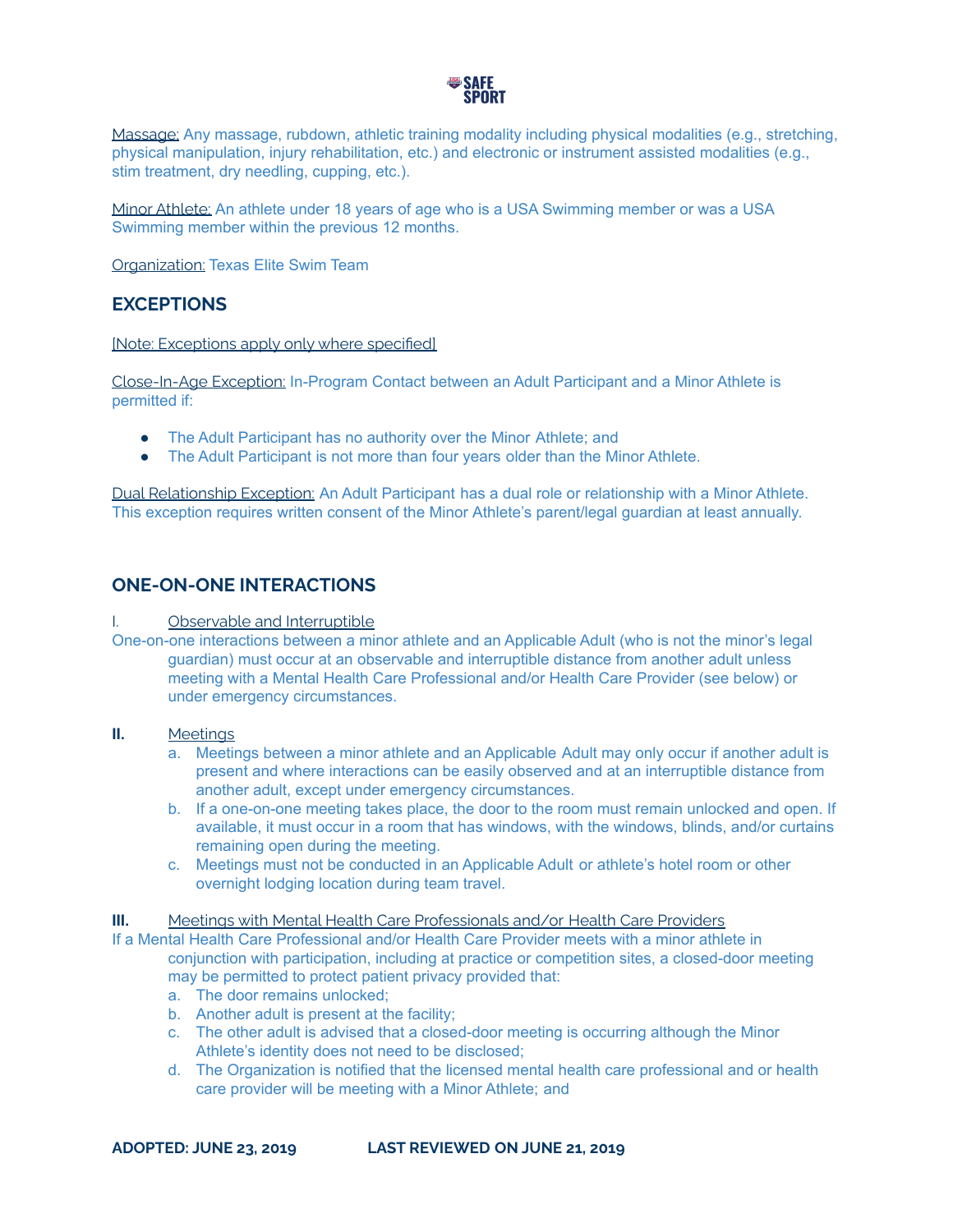Massage: Any massage, rubdown, athletic training modality including physical modalities (e.g., stretching, physical manipulation, injury rehabilitation, etc.) and electronic or instrument assisted modalities (e.g., stim treatment, dry needling, cupping, etc.).

Minor Athlete: An athlete under 18 years of age who is a USA Swimming member or was a USA Swimming member within the previous 12 months.

Organization: Texas Elite Swim Team

## EXCEPTIONS

[Note: Exceptions apply only where specified]

Close-In-Age Exception: In-Program Contact between an Adult Participant and a Minor Athlete is permitted if:

- The Adult Participant has no authority over the Minor Athlete; and
- The Adult Participant is not more than four years older than the Minor Athlete.

Dual Relationship Exception: An Adult Participant has a dual role or relationship with a Minor Athlete. This exception requires written consent of the Minor Athlete's parent/legal guardian at least annually.

## ONE-ON-ONE INTERACTIONS

I. Observable and Interruptible

One-on-one interactions between a minor athlete and an Applicable Adult (who is not the minor's legal guardian) must occur at an observable and interruptible distance from another adult unless meeting with a Mental Health Care Professional and/or Health Care Provider (see below) or under emergency circumstances.

**II.** Meetings

a. Meetings between a minor athlete and an Applicable Adult may only occur if another adult is present and where interactions can be easily observed and at an interruptible distance from another adult, except under emergency circumstances.
b. If a one-on-one meeting takes place, the door to the room must remain unlocked and open. If available, it must occur in a room that has windows, with the windows, blinds, and/or curtains remaining open during the meeting.
c. Meetings must not be conducted in an Applicable Adult or athlete's hotel room or other overnight lodging location during team travel.

**III.** Meetings with Mental Health Care Professionals and/or Health Care Providers

If a Mental Health Care Professional and/or Health Care Provider meets with a minor athlete in conjunction with participation, including at practice or competition sites, a closed-door meeting may be permitted to protect patient privacy provided that:

a. The door remains unlocked;
b. Another adult is present at the facility;
c. The other adult is advised that a closed-door meeting is occurring although the Minor Athlete's identity does not need to be disclosed;
d. The Organization is notified that the licensed mental health care professional and or health care provider will be meeting with a Minor Athlete; and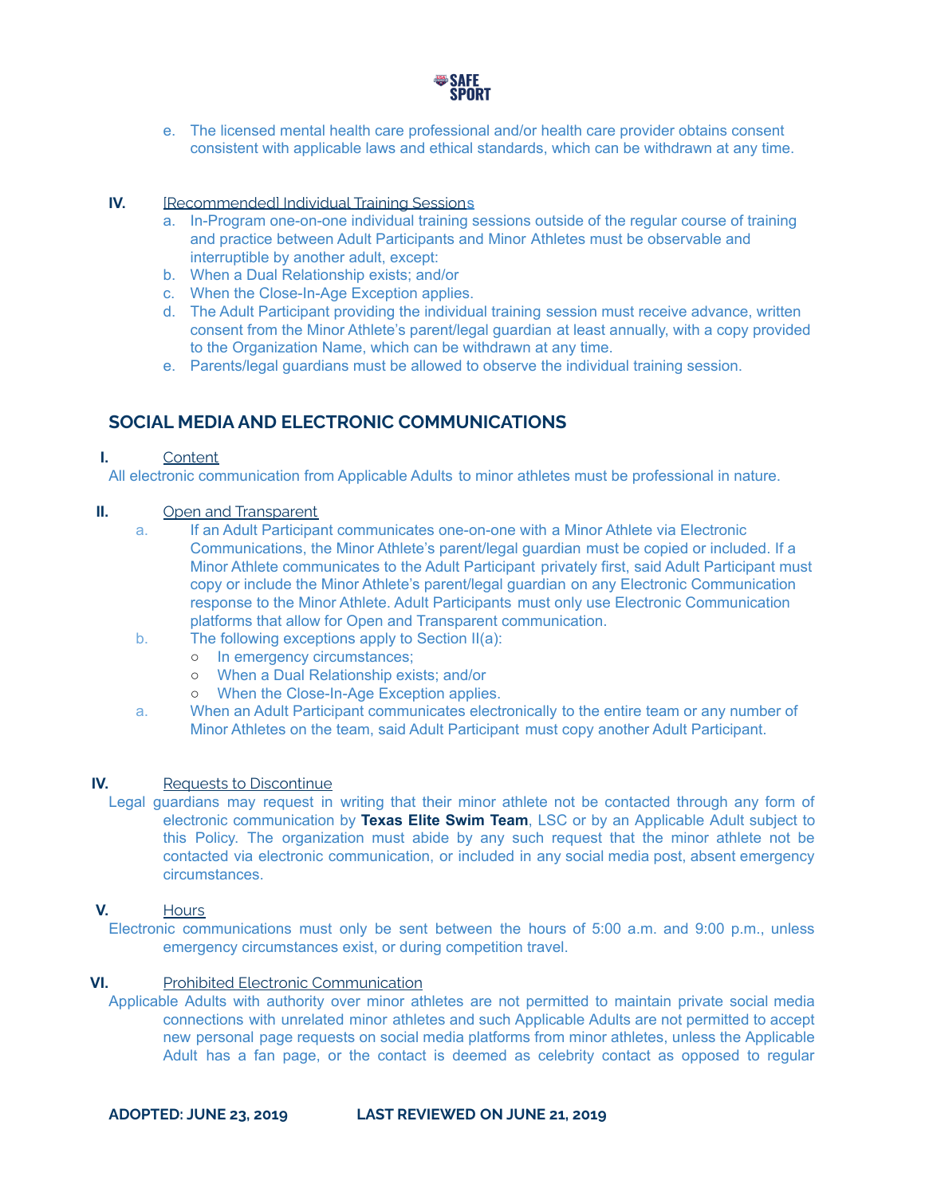e. The licensed mental health care professional and/or health care provider obtains consent consistent with applicable laws and ethical standards, which can be withdrawn at any time.

**IV.** [Recommended] Individual Training Sessions

a. In-Program one-on-one individual training sessions outside of the regular course of training and practice between Adult Participants and Minor Athletes must be observable and interruptible by another adult, except:
b. When a Dual Relationship exists; and/or
c. When the Close-In-Age Exception applies.
d. The Adult Participant providing the individual training session must receive advance, written consent from the Minor Athlete's parent/legal guardian at least annually, with a copy provided to the Organization Name, which can be withdrawn at any time.
e. Parents/legal guardians must be allowed to observe the individual training session.

## SOCIAL MEDIA AND ELECTRONIC COMMUNICATIONS

**I.** Content

All electronic communication from Applicable Adults to minor athletes must be professional in nature.

**II.** Open and Transparent

a. If an Adult Participant communicates one-on-one with a Minor Athlete via Electronic Communications, the Minor Athlete's parent/legal guardian must be copied or included. If a Minor Athlete communicates to the Adult Participant privately first, said Adult Participant must copy or include the Minor Athlete's parent/legal guardian on any Electronic Communication response to the Minor Athlete. Adult Participants must only use Electronic Communication platforms that allow for Open and Transparent communication.

b. The following exceptions apply to Section II(a):
   - In emergency circumstances;
   - When a Dual Relationship exists; and/or
   - When the Close-In-Age Exception applies.

a. When an Adult Participant communicates electronically to the entire team or any number of Minor Athletes on the team, said Adult Participant must copy another Adult Participant.

**IV.** Requests to Discontinue

Legal guardians may request in writing that their minor athlete not be contacted through any form of electronic communication by **Texas Elite Swim Team**, LSC or by an Applicable Adult subject to this Policy. The organization must abide by any such request that the minor athlete not be contacted via electronic communication, or included in any social media post, absent emergency circumstances.

**V.** Hours

Electronic communications must only be sent between the hours of 5:00 a.m. and 9:00 p.m., unless emergency circumstances exist, or during competition travel.

**VI.** Prohibited Electronic Communication

Applicable Adults with authority over minor athletes are not permitted to maintain private social media connections with unrelated minor athletes and such Applicable Adults are not permitted to accept new personal page requests on social media platforms from minor athletes, unless the Applicable Adult has a fan page, or the contact is deemed as celebrity contact as opposed to regular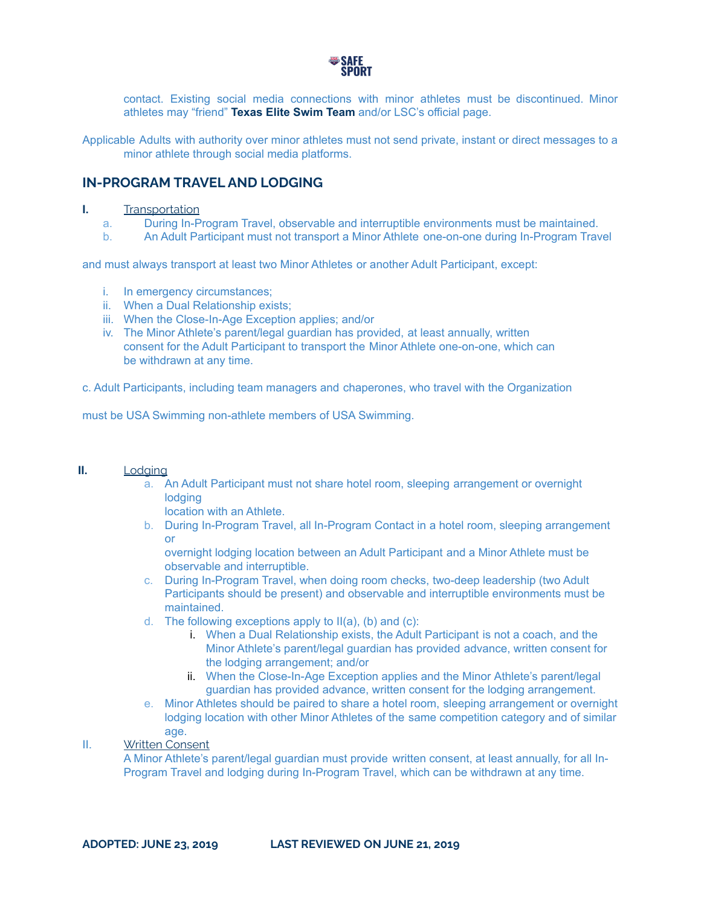contact. Existing social media connections with minor athletes must be discontinued. Minor athletes may "friend" **Texas Elite Swim Team** and/or LSC's official page.

Applicable Adults with authority over minor athletes must not send private, instant or direct messages to a minor athlete through social media platforms.

## IN-PROGRAM TRAVEL AND LODGING

**I.** Transportation

a. During In-Program Travel, observable and interruptible environments must be maintained.

b. An Adult Participant must not transport a Minor Athlete one-on-one during In-Program Travel and must always transport at least two Minor Athletes or another Adult Participant, except:

i. In emergency circumstances;
ii. When a Dual Relationship exists;
iii. When the Close-In-Age Exception applies; and/or
iv. The Minor Athlete's parent/legal guardian has provided, at least annually, written consent for the Adult Participant to transport the Minor Athlete one-on-one, which can be withdrawn at any time.

c. Adult Participants, including team managers and chaperones, who travel with the Organization must be USA Swimming non-athlete members of USA Swimming.

**II.** Lodging

a. An Adult Participant must not share hotel room, sleeping arrangement or overnight lodging location with an Athlete.

b. During In-Program Travel, all In-Program Contact in a hotel room, sleeping arrangement or overnight lodging location between an Adult Participant and a Minor Athlete must be observable and interruptible.

c. During In-Program Travel, when doing room checks, two-deep leadership (two Adult Participants should be present) and observable and interruptible environments must be maintained.

d. The following exceptions apply to II(a), (b) and (c):

i. When a Dual Relationship exists, the Adult Participant is not a coach, and the Minor Athlete's parent/legal guardian has provided advance, written consent for the lodging arrangement; and/or
ii. When the Close-In-Age Exception applies and the Minor Athlete's parent/legal guardian has provided advance, written consent for the lodging arrangement.

e. Minor Athletes should be paired to share a hotel room, sleeping arrangement or overnight lodging location with other Minor Athletes of the same competition category and of similar age.

II. Written Consent

A Minor Athlete's parent/legal guardian must provide written consent, at least annually, for all In-Program Travel and lodging during In-Program Travel, which can be withdrawn at any time.

**ADOPTED: JUNE 23, 2019** **LAST REVIEWED ON JUNE 21, 2019**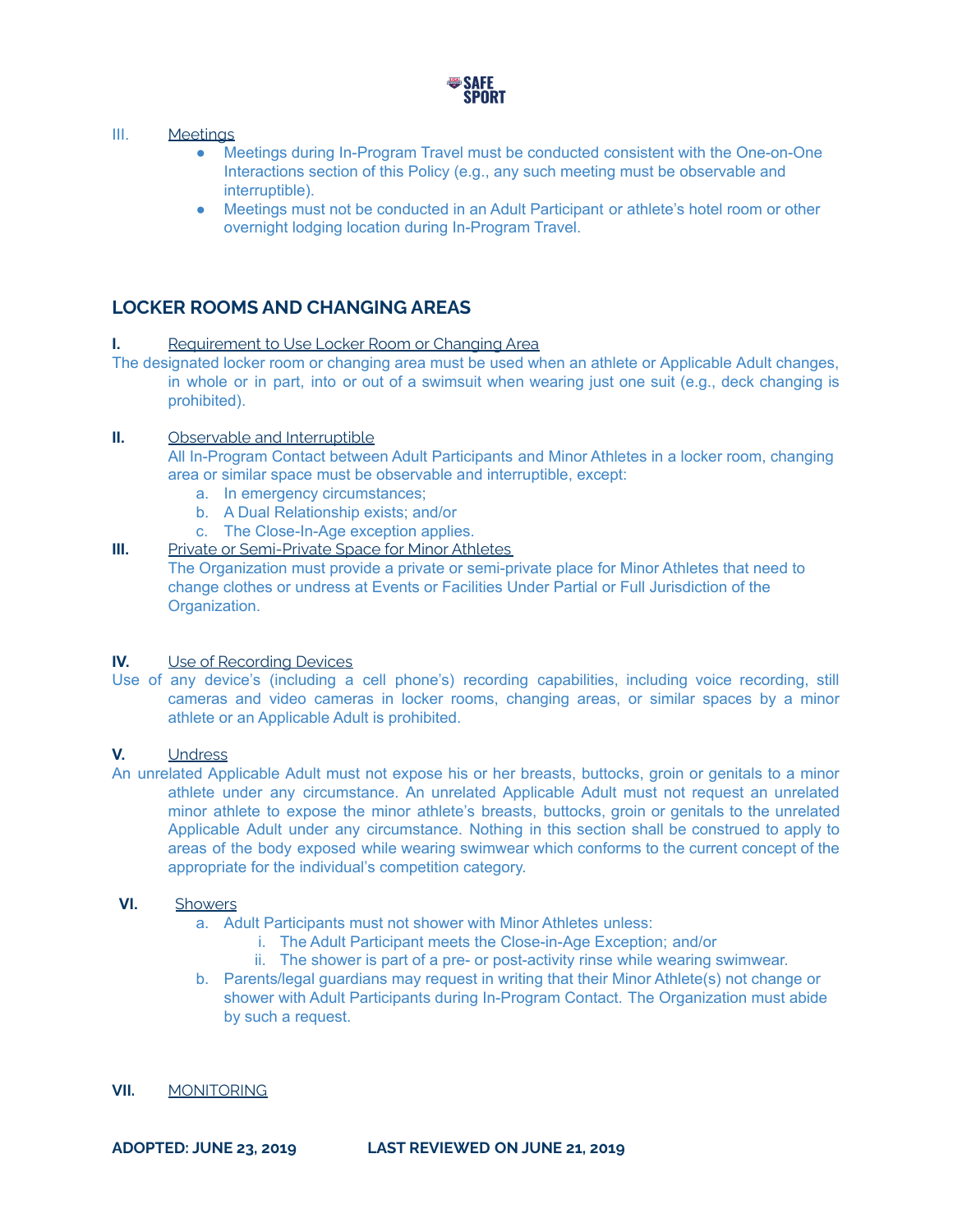III. Meetings

- Meetings during In-Program Travel must be conducted consistent with the One-on-One Interactions section of this Policy (e.g., any such meeting must be observable and interruptible).
- Meetings must not be conducted in an Adult Participant or athlete's hotel room or other overnight lodging location during In-Program Travel.

## LOCKER ROOMS AND CHANGING AREAS

**I.** Requirement to Use Locker Room or Changing Area

The designated locker room or changing area must be used when an athlete or Applicable Adult changes, in whole or in part, into or out of a swimsuit when wearing just one suit (e.g., deck changing is prohibited).

**II.** Observable and Interruptible

All In-Program Contact between Adult Participants and Minor Athletes in a locker room, changing area or similar space must be observable and interruptible, except:

a. In emergency circumstances;
b. A Dual Relationship exists; and/or
c. The Close-In-Age exception applies.

**III.** Private or Semi-Private Space for Minor Athletes

The Organization must provide a private or semi-private place for Minor Athletes that need to change clothes or undress at Events or Facilities Under Partial or Full Jurisdiction of the Organization.

**IV.** Use of Recording Devices

Use of any device's (including a cell phone's) recording capabilities, including voice recording, still cameras and video cameras in locker rooms, changing areas, or similar spaces by a minor athlete or an Applicable Adult is prohibited.

**V.** Undress

An unrelated Applicable Adult must not expose his or her breasts, buttocks, groin or genitals to a minor athlete under any circumstance. An unrelated Applicable Adult must not request an unrelated minor athlete to expose the minor athlete's breasts, buttocks, groin or genitals to the unrelated Applicable Adult under any circumstance. Nothing in this section shall be construed to apply to areas of the body exposed while wearing swimwear which conforms to the current concept of the appropriate for the individual's competition category.

**VI.** Showers

a. Adult Participants must not shower with Minor Athletes unless:
   i. The Adult Participant meets the Close-in-Age Exception; and/or
   ii. The shower is part of a pre- or post-activity rinse while wearing swimwear.
b. Parents/legal guardians may request in writing that their Minor Athlete(s) not change or shower with Adult Participants during In-Program Contact. The Organization must abide by such a request.

**VII.** MONITORING

**ADOPTED: JUNE 23, 2019 LAST REVIEWED ON JUNE 21, 2019**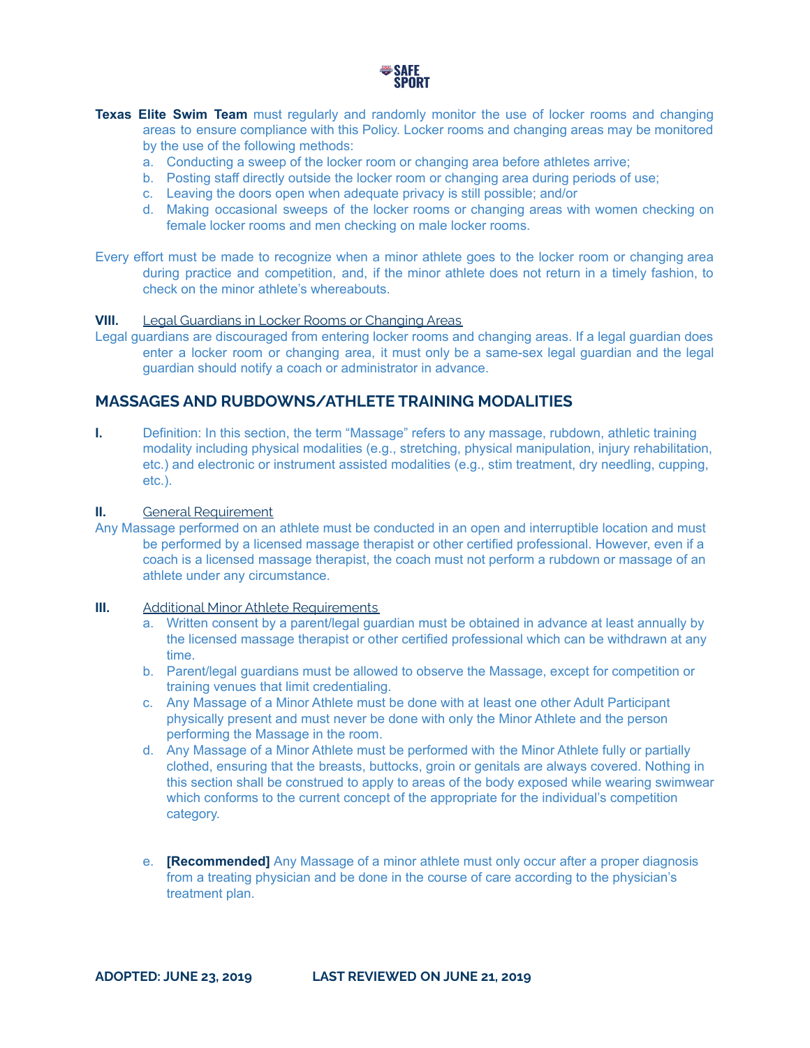**Texas Elite Swim Team** must regularly and randomly monitor the use of locker rooms and changing areas to ensure compliance with this Policy. Locker rooms and changing areas may be monitored by the use of the following methods:

a. Conducting a sweep of the locker room or changing area before athletes arrive;
b. Posting staff directly outside the locker room or changing area during periods of use;
c. Leaving the doors open when adequate privacy is still possible; and/or
d. Making occasional sweeps of the locker rooms or changing areas with women checking on female locker rooms and men checking on male locker rooms.

Every effort must be made to recognize when a minor athlete goes to the locker room or changing area during practice and competition, and, if the minor athlete does not return in a timely fashion, to check on the minor athlete's whereabouts.

**VIII.** Legal Guardians in Locker Rooms or Changing Areas

Legal guardians are discouraged from entering locker rooms and changing areas. If a legal guardian does enter a locker room or changing area, it must only be a same-sex legal guardian and the legal guardian should notify a coach or administrator in advance.

## MASSAGES AND RUBDOWNS/ATHLETE TRAINING MODALITIES

**I.** Definition: In this section, the term "Massage" refers to any massage, rubdown, athletic training modality including physical modalities (e.g., stretching, physical manipulation, injury rehabilitation, etc.) and electronic or instrument assisted modalities (e.g., stim treatment, dry needling, cupping, etc.).

**II.** General Requirement

Any Massage performed on an athlete must be conducted in an open and interruptible location and must be performed by a licensed massage therapist or other certified professional. However, even if a coach is a licensed massage therapist, the coach must not perform a rubdown or massage of an athlete under any circumstance.

**III.** Additional Minor Athlete Requirements

a. Written consent by a parent/legal guardian must be obtained in advance at least annually by the licensed massage therapist or other certified professional which can be withdrawn at any time.
b. Parent/legal guardians must be allowed to observe the Massage, except for competition or training venues that limit credentialing.
c. Any Massage of a Minor Athlete must be done with at least one other Adult Participant physically present and must never be done with only the Minor Athlete and the person performing the Massage in the room.
d. Any Massage of a Minor Athlete must be performed with the Minor Athlete fully or partially clothed, ensuring that the breasts, buttocks, groin or genitals are always covered. Nothing in this section shall be construed to apply to areas of the body exposed while wearing swimwear which conforms to the current concept of the appropriate for the individual's competition category.
e. **[Recommended]** Any Massage of a minor athlete must only occur after a proper diagnosis from a treating physician and be done in the course of care according to the physician's treatment plan.

**ADOPTED: JUNE 23, 2019** **LAST REVIEWED ON JUNE 21, 2019**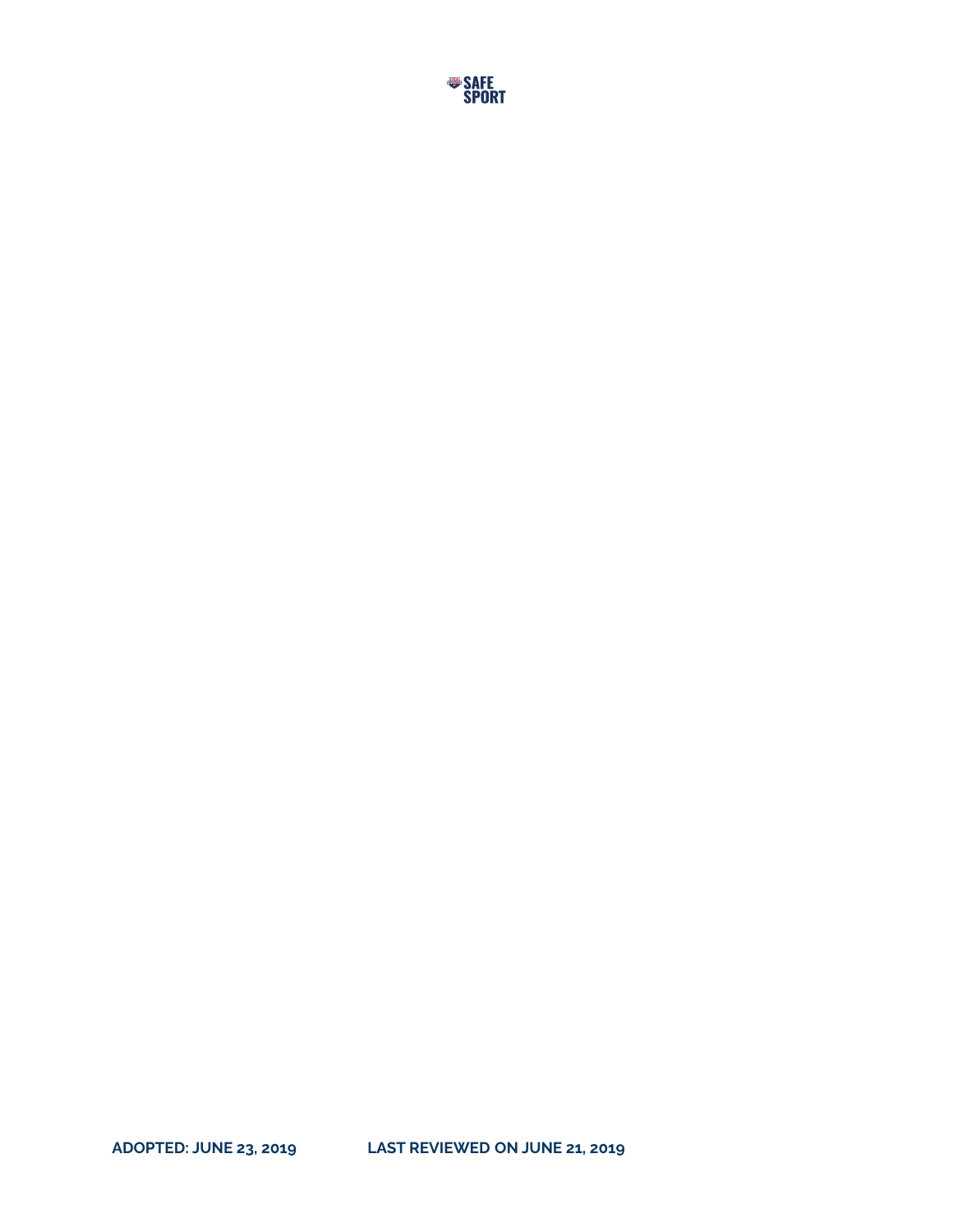SAFE SPORT

**ADOPTED: JUNE 23, 2019** **LAST REVIEWED ON JUNE 21, 2019**